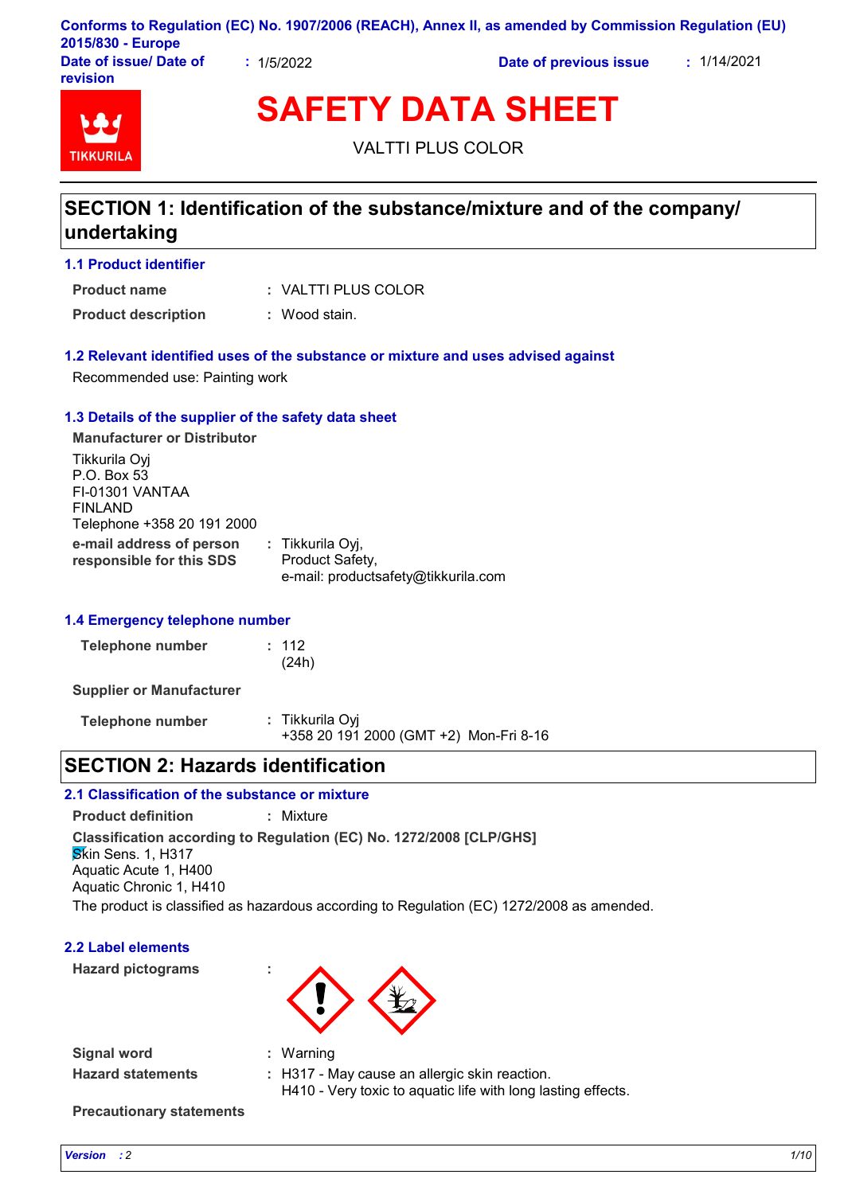Conforms to Regulation (EC) No. 1907/2006 (REACH), Annex II, as amended by Commission Regulation (EU) 2015/830 - Europe

**Date of issue/ Date of revision** : 1/5/2022 **Date of previous issue** : 1/14/2021

# SAFETY DATA SHEET

VALTTI PLUS COLOR

## SECTION 1: Identification of the substance/mixture and of the company/ undertaking

### 1.1 Product identifier

**Product name** : VALTTI PLUS COLOR

**Product description** : Wood stain.

### 1.2 Relevant identified uses of the substance or mixture and uses advised against

Recommended use: Painting work

### 1.3 Details of the supplier of the safety data sheet

**Manufacturer or Distributor**

Tikkurila Oyj
P.O. Box 53
FI-01301 VANTAA
FINLAND
Telephone +358 20 191 2000

**e-mail address of person responsible for this SDS** : Tikkurila Oyj, Product Safety, e-mail: productsafety@tikkurila.com

### 1.4 Emergency telephone number

**Telephone number** : 112 (24h)

**Supplier or Manufacturer**

**Telephone number** : Tikkurila Oyj
+358 20 191 2000 (GMT +2) Mon-Fri 8-16

## SECTION 2: Hazards identification

### 2.1 Classification of the substance or mixture

**Product definition** : Mixture

**Classification according to Regulation (EC) No. 1272/2008 [CLP/GHS]**

Skin Sens. 1, H317
Aquatic Acute 1, H400
Aquatic Chronic 1, H410

The product is classified as hazardous according to Regulation (EC) 1272/2008 as amended.

### 2.2 Label elements

**Hazard pictograms** :

**Signal word** : Warning

**Hazard statements** : H317 - May cause an allergic skin reaction.
H410 - Very toxic to aquatic life with long lasting effects.

**Precautionary statements**

*Version* : 2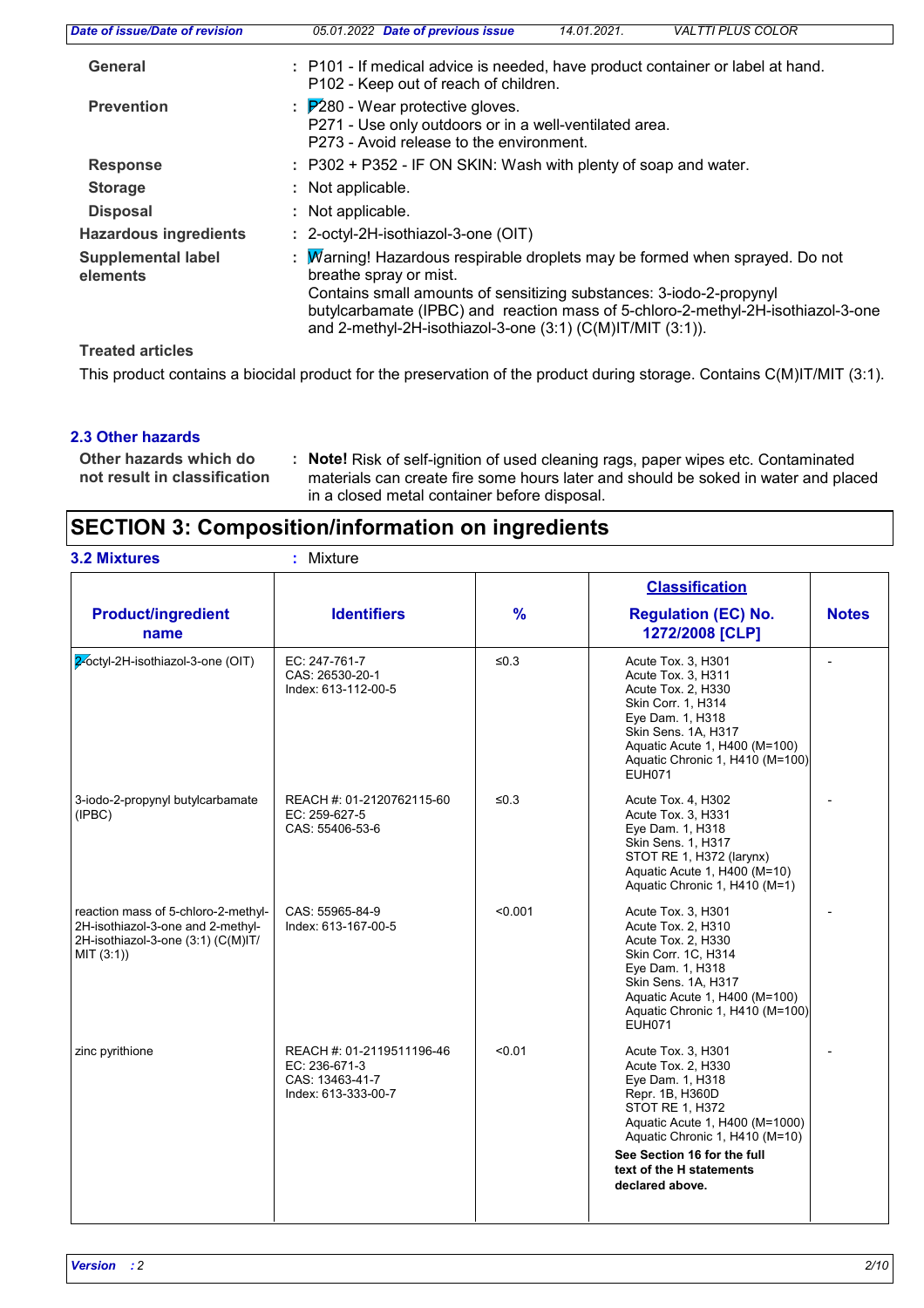**General** : P101 - If medical advice is needed, have product container or label at hand.
P102 - Keep out of reach of children.

**Prevention** : P280 - Wear protective gloves.
P271 - Use only outdoors or in a well-ventilated area.
P273 - Avoid release to the environment.

**Response** : P302 + P352 - IF ON SKIN: Wash with plenty of soap and water.

**Storage** : Not applicable.

**Disposal** : Not applicable.

**Hazardous ingredients** : 2-octyl-2H-isothiazol-3-one (OIT)

**Supplemental label elements** : Warning! Hazardous respirable droplets may be formed when sprayed. Do not breathe spray or mist.
Contains small amounts of sensitizing substances: 3-iodo-2-propynyl butylcarbamate (IPBC) and reaction mass of 5-chloro-2-methyl-2H-isothiazol-3-one and 2-methyl-2H-isothiazol-3-one (3:1) (C(M)IT/MIT (3:1)).

**Treated articles**

This product contains a biocidal product for the preservation of the product during storage. Contains C(M)IT/MIT (3:1).

### 2.3 Other hazards

**Other hazards which do not result in classification** : **Note!** Risk of self-ignition of used cleaning rags, paper wipes etc. Contaminated materials can create fire some hours later and should be soked in water and placed in a closed metal container before disposal.

## SECTION 3: Composition/information on ingredients

**3.2 Mixtures** : Mixture

| Product/ingredient name | Identifiers | % | Classification Regulation (EC) No. 1272/2008 [CLP] | Notes |
|---|---|---|---|---|
| 2-octyl-2H-isothiazol-3-one (OIT) | EC: 247-761-7<br>CAS: 26530-20-1<br>Index: 613-112-00-5 | ≤0.3 | Acute Tox. 3, H301<br>Acute Tox. 3, H311<br>Acute Tox. 2, H330<br>Skin Corr. 1, H314<br>Eye Dam. 1, H318<br>Skin Sens. 1A, H317<br>Aquatic Acute 1, H400 (M=100)<br>Aquatic Chronic 1, H410 (M=100)<br>EUH071 | - |
| 3-iodo-2-propynyl butylcarbamate (IPBC) | REACH #: 01-2120762115-60<br>EC: 259-627-5<br>CAS: 55406-53-6 | ≤0.3 | Acute Tox. 4, H302<br>Acute Tox. 3, H331<br>Eye Dam. 1, H318<br>Skin Sens. 1, H317<br>STOT RE 1, H372 (larynx)<br>Aquatic Acute 1, H400 (M=10)<br>Aquatic Chronic 1, H410 (M=1) | - |
| reaction mass of 5-chloro-2-methyl-2H-isothiazol-3-one and 2-methyl-2H-isothiazol-3-one (3:1) (C(M)IT/MIT (3:1)) | CAS: 55965-84-9<br>Index: 613-167-00-5 | <0.001 | Acute Tox. 3, H301<br>Acute Tox. 2, H310<br>Acute Tox. 2, H330<br>Skin Corr. 1C, H314<br>Eye Dam. 1, H318<br>Skin Sens. 1A, H317<br>Aquatic Acute 1, H400 (M=100)<br>Aquatic Chronic 1, H410 (M=100)<br>EUH071 | - |
| zinc pyrithione | REACH #: 01-2119511196-46<br>EC: 236-671-3<br>CAS: 13463-41-7<br>Index: 613-333-00-7 | <0.01 | Acute Tox. 3, H301<br>Acute Tox. 2, H330<br>Eye Dam. 1, H318<br>Repr. 1B, H360D<br>STOT RE 1, H372<br>Aquatic Acute 1, H400 (M=1000)<br>Aquatic Chronic 1, H410 (M=10)<br>**See Section 16 for the full text of the H statements declared above.** | - |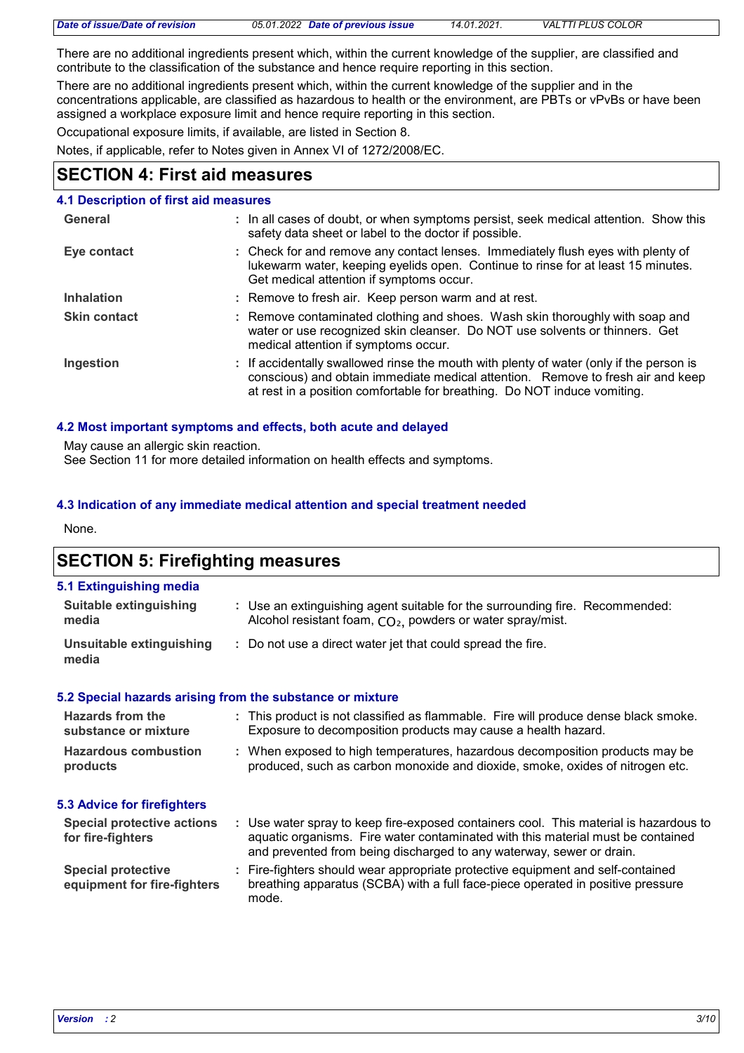There are no additional ingredients present which, within the current knowledge of the supplier, are classified and contribute to the classification of the substance and hence require reporting in this section.

There are no additional ingredients present which, within the current knowledge of the supplier and in the concentrations applicable, are classified as hazardous to health or the environment, are PBTs or vPvBs or have been assigned a workplace exposure limit and hence require reporting in this section.

Occupational exposure limits, if available, are listed in Section 8.

Notes, if applicable, refer to Notes given in Annex VI of 1272/2008/EC.

## SECTION 4: First aid measures

### 4.1 Description of first aid measures

**General** : In all cases of doubt, or when symptoms persist, seek medical attention. Show this safety data sheet or label to the doctor if possible.

**Eye contact** : Check for and remove any contact lenses. Immediately flush eyes with plenty of lukewarm water, keeping eyelids open. Continue to rinse for at least 15 minutes. Get medical attention if symptoms occur.

**Inhalation** : Remove to fresh air. Keep person warm and at rest.

**Skin contact** : Remove contaminated clothing and shoes. Wash skin thoroughly with soap and water or use recognized skin cleanser. Do NOT use solvents or thinners. Get medical attention if symptoms occur.

**Ingestion** : If accidentally swallowed rinse the mouth with plenty of water (only if the person is conscious) and obtain immediate medical attention. Remove to fresh air and keep at rest in a position comfortable for breathing. Do NOT induce vomiting.

### 4.2 Most important symptoms and effects, both acute and delayed

May cause an allergic skin reaction.
See Section 11 for more detailed information on health effects and symptoms.

### 4.3 Indication of any immediate medical attention and special treatment needed

None.

## SECTION 5: Firefighting measures

### 5.1 Extinguishing media

**Suitable extinguishing media** : Use an extinguishing agent suitable for the surrounding fire. Recommended: Alcohol resistant foam, $CO_2$, powders or water spray/mist.

**Unsuitable extinguishing media** : Do not use a direct water jet that could spread the fire.

### 5.2 Special hazards arising from the substance or mixture

**Hazards from the substance or mixture** : This product is not classified as flammable. Fire will produce dense black smoke. Exposure to decomposition products may cause a health hazard.

**Hazardous combustion products** : When exposed to high temperatures, hazardous decomposition products may be produced, such as carbon monoxide and dioxide, smoke, oxides of nitrogen etc.

### 5.3 Advice for firefighters

**Special protective actions for fire-fighters** : Use water spray to keep fire-exposed containers cool. This material is hazardous to aquatic organisms. Fire water contaminated with this material must be contained and prevented from being discharged to any waterway, sewer or drain.

**Special protective equipment for fire-fighters** : Fire-fighters should wear appropriate protective equipment and self-contained breathing apparatus (SCBA) with a full face-piece operated in positive pressure mode.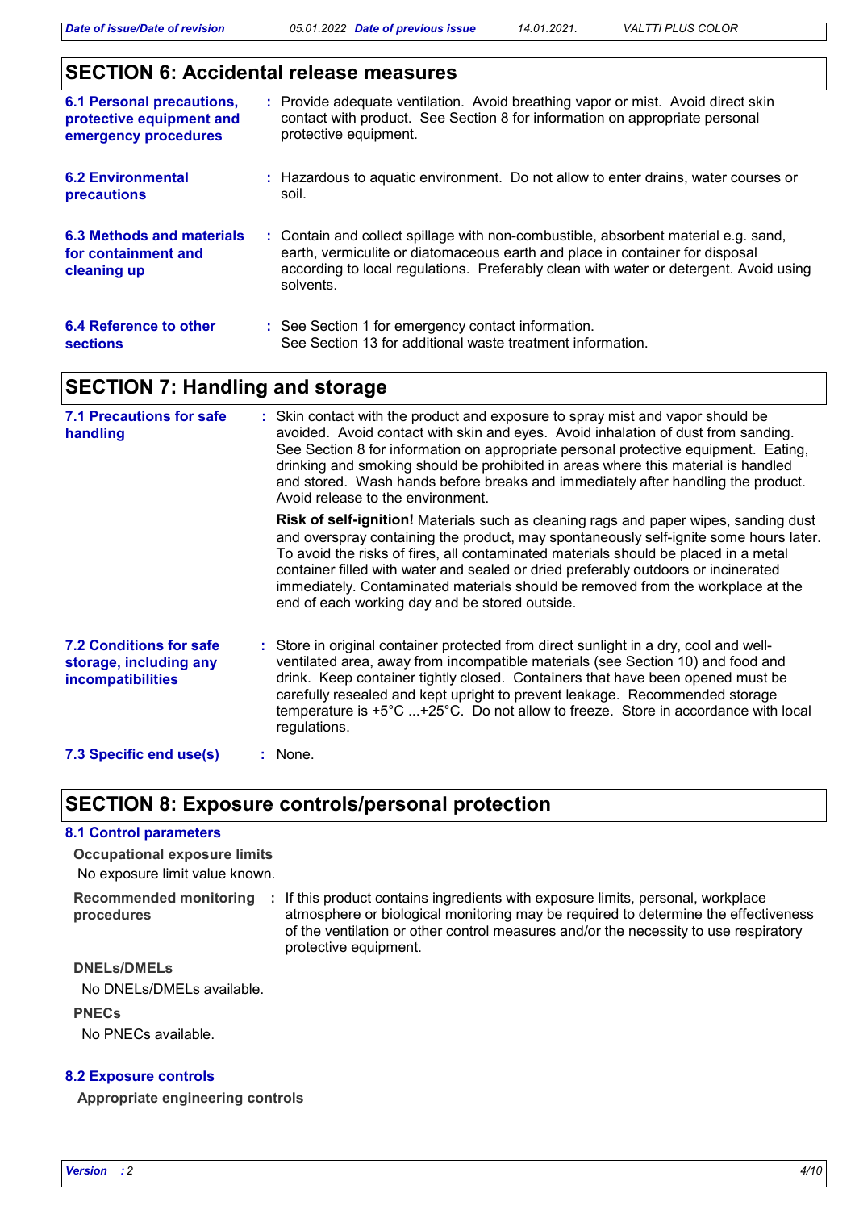## SECTION 6: Accidental release measures

**6.1 Personal precautions, protective equipment and emergency procedures**
: Provide adequate ventilation. Avoid breathing vapor or mist. Avoid direct skin contact with product. See Section 8 for information on appropriate personal protective equipment.

**6.2 Environmental precautions**
: Hazardous to aquatic environment. Do not allow to enter drains, water courses or soil.

**6.3 Methods and materials for containment and cleaning up**
: Contain and collect spillage with non-combustible, absorbent material e.g. sand, earth, vermiculite or diatomaceous earth and place in container for disposal according to local regulations. Preferably clean with water or detergent. Avoid using solvents.

**6.4 Reference to other sections**
: See Section 1 for emergency contact information.
See Section 13 for additional waste treatment information.

## SECTION 7: Handling and storage

**7.1 Precautions for safe handling**
: Skin contact with the product and exposure to spray mist and vapor should be avoided. Avoid contact with skin and eyes. Avoid inhalation of dust from sanding. See Section 8 for information on appropriate personal protective equipment. Eating, drinking and smoking should be prohibited in areas where this material is handled and stored. Wash hands before breaks and immediately after handling the product. Avoid release to the environment.

**Risk of self-ignition!** Materials such as cleaning rags and paper wipes, sanding dust and overspray containing the product, may spontaneously self-ignite some hours later. To avoid the risks of fires, all contaminated materials should be placed in a metal container filled with water and sealed or dried preferably outdoors or incinerated immediately. Contaminated materials should be removed from the workplace at the end of each working day and be stored outside.

**7.2 Conditions for safe storage, including any incompatibilities**
: Store in original container protected from direct sunlight in a dry, cool and well-ventilated area, away from incompatible materials (see Section 10) and food and drink. Keep container tightly closed. Containers that have been opened must be carefully resealed and kept upright to prevent leakage. Recommended storage temperature is +5°C ...+25°C. Do not allow to freeze. Store in accordance with local regulations.

**7.3 Specific end use(s)**
: None.

## SECTION 8: Exposure controls/personal protection

### 8.1 Control parameters

**Occupational exposure limits**

No exposure limit value known.

**Recommended monitoring procedures**
: If this product contains ingredients with exposure limits, personal, workplace atmosphere or biological monitoring may be required to determine the effectiveness of the ventilation or other control measures and/or the necessity to use respiratory protective equipment.

**DNELs/DMELs**

No DNELs/DMELs available.

**PNECs**

No PNECs available.

### 8.2 Exposure controls

**Appropriate engineering controls**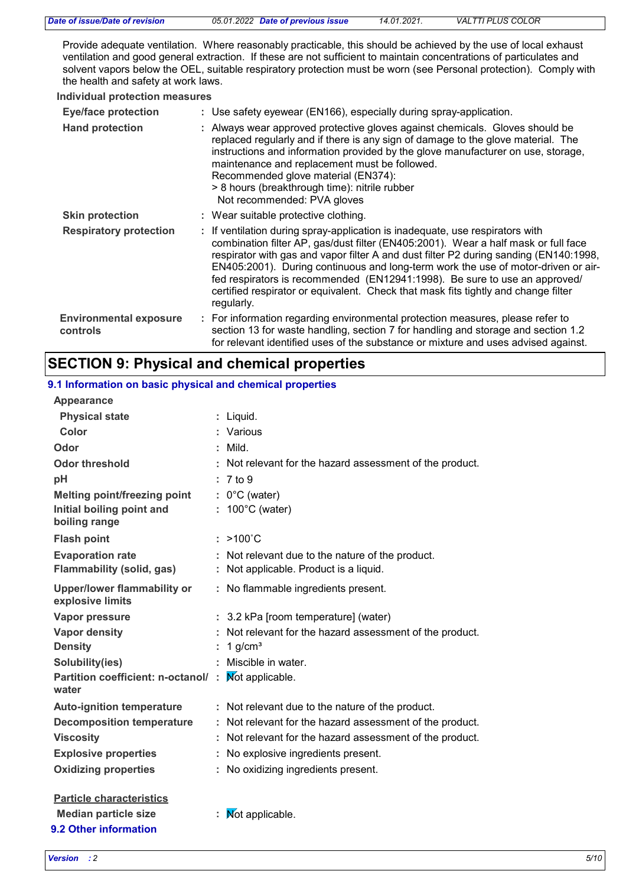Provide adequate ventilation. Where reasonably practicable, this should be achieved by the use of local exhaust ventilation and good general extraction. If these are not sufficient to maintain concentrations of particulates and solvent vapors below the OEL, suitable respiratory protection must be worn (see Personal protection). Comply with the health and safety at work laws.

**Individual protection measures**

| | |
|---|---|
| **Eye/face protection** | : Use safety eyewear (EN166), especially during spray-application. |
| **Hand protection** | : Always wear approved protective gloves against chemicals. Gloves should be replaced regularly and if there is any sign of damage to the glove material. The instructions and information provided by the glove manufacturer on use, storage, maintenance and replacement must be followed.<br>Recommended glove material (EN374):<br>> 8 hours (breakthrough time): nitrile rubber<br>Not recommended: PVA gloves |
| **Skin protection** | : Wear suitable protective clothing. |
| **Respiratory protection** | : If ventilation during spray-application is inadequate, use respirators with combination filter AP, gas/dust filter (EN405:2001). Wear a half mask or full face respirator with gas and vapor filter A and dust filter P2 during sanding (EN140:1998, EN405:2001). During continuous and long-term work the use of motor-driven or air-fed respirators is recommended (EN12941:1998). Be sure to use an approved/ certified respirator or equivalent. Check that mask fits tightly and change filter regularly. |
| **Environmental exposure controls** | : For information regarding environmental protection measures, please refer to section 13 for waste handling, section 7 for handling and storage and section 1.2 for relevant identified uses of the substance or mixture and uses advised against. |

# SECTION 9: Physical and chemical properties

## 9.1 Information on basic physical and chemical properties

| | |
|---|---|
| **Appearance** | |
| **Physical state** | : Liquid. |
| **Color** | : Various |
| **Odor** | : Mild. |
| **Odor threshold** | : Not relevant for the hazard assessment of the product. |
| **pH** | : 7 to 9 |
| **Melting point/freezing point** | : 0°C (water) |
| **Initial boiling point and boiling range** | : 100°C (water) |
| **Flash point** | : >100˚C |
| **Evaporation rate** | : Not relevant due to the nature of the product. |
| **Flammability (solid, gas)** | : Not applicable. Product is a liquid. |
| **Upper/lower flammability or explosive limits** | : No flammable ingredients present. |
| **Vapor pressure** | : 3.2 kPa [room temperature] (water) |
| **Vapor density** | : Not relevant for the hazard assessment of the product. |
| **Density** | : 1 g/cm³ |
| **Solubility(ies)** | : Miscible in water. |
| **Partition coefficient: n-octanol/ water** | : Not applicable. |
| **Auto-ignition temperature** | : Not relevant due to the nature of the product. |
| **Decomposition temperature** | : Not relevant for the hazard assessment of the product. |
| **Viscosity** | : Not relevant for the hazard assessment of the product. |
| **Explosive properties** | : No explosive ingredients present. |
| **Oxidizing properties** | : No oxidizing ingredients present. |

**Particle characteristics**

| | |
|---|---|
| **Median particle size** | : Not applicable. |

## 9.2 Other information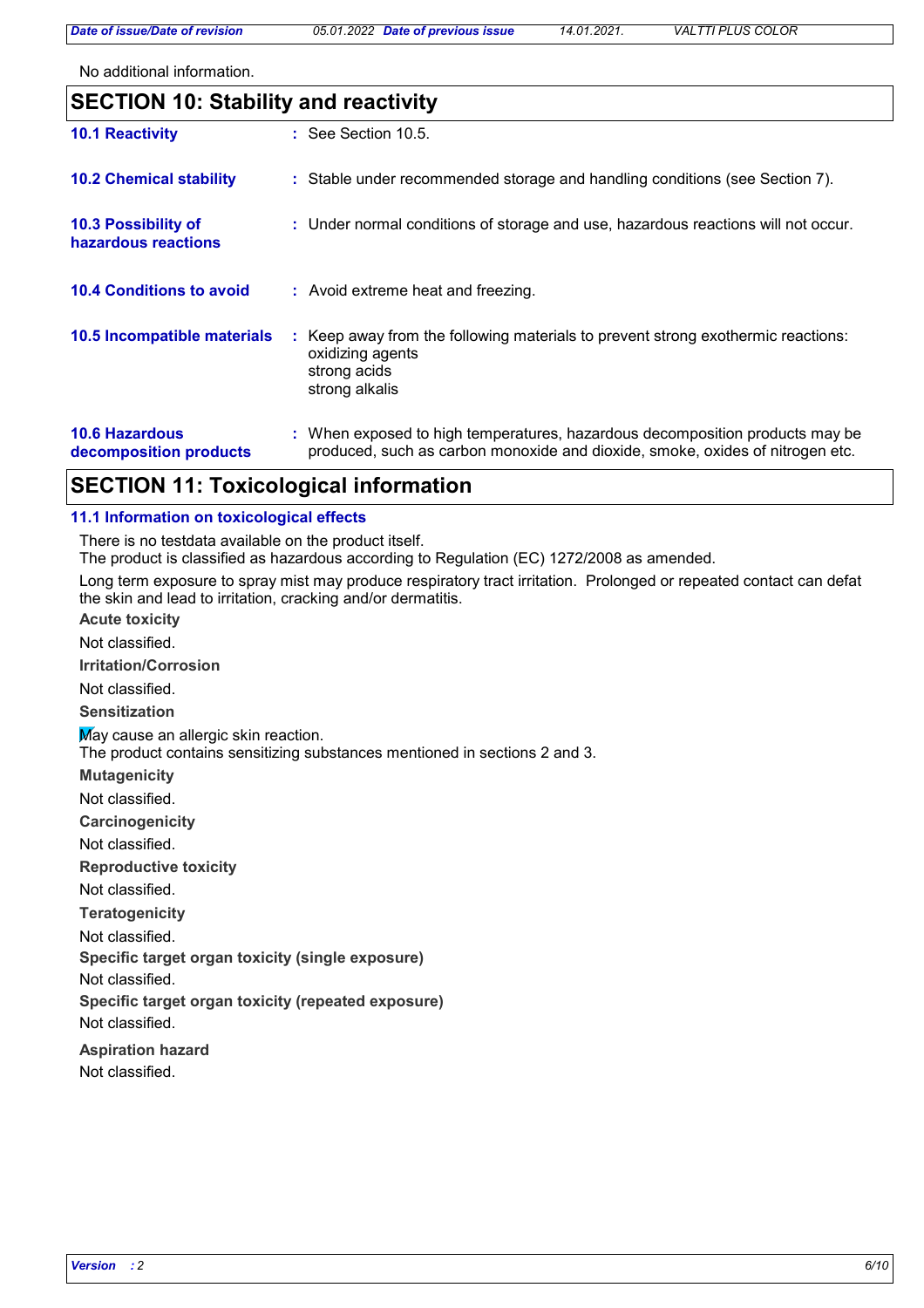No additional information.

## SECTION 10: Stability and reactivity

**10.1 Reactivity** : See Section 10.5.

**10.2 Chemical stability** : Stable under recommended storage and handling conditions (see Section 7).

**10.3 Possibility of hazardous reactions** : Under normal conditions of storage and use, hazardous reactions will not occur.

**10.4 Conditions to avoid** : Avoid extreme heat and freezing.

**10.5 Incompatible materials** : Keep away from the following materials to prevent strong exothermic reactions:
oxidizing agents
strong acids
strong alkalis

**10.6 Hazardous decomposition products** : When exposed to high temperatures, hazardous decomposition products may be produced, such as carbon monoxide and dioxide, smoke, oxides of nitrogen etc.

## SECTION 11: Toxicological information

### 11.1 Information on toxicological effects

There is no testdata available on the product itself.
The product is classified as hazardous according to Regulation (EC) 1272/2008 as amended.

Long term exposure to spray mist may produce respiratory tract irritation. Prolonged or repeated contact can defat the skin and lead to irritation, cracking and/or dermatitis.

**Acute toxicity**

Not classified.

**Irritation/Corrosion**

Not classified.

**Sensitization**

May cause an allergic skin reaction.
The product contains sensitizing substances mentioned in sections 2 and 3.

**Mutagenicity**

Not classified.

**Carcinogenicity**

Not classified.

**Reproductive toxicity**

Not classified.

**Teratogenicity**

Not classified.

**Specific target organ toxicity (single exposure)**

Not classified.

**Specific target organ toxicity (repeated exposure)**

Not classified.

**Aspiration hazard**

Not classified.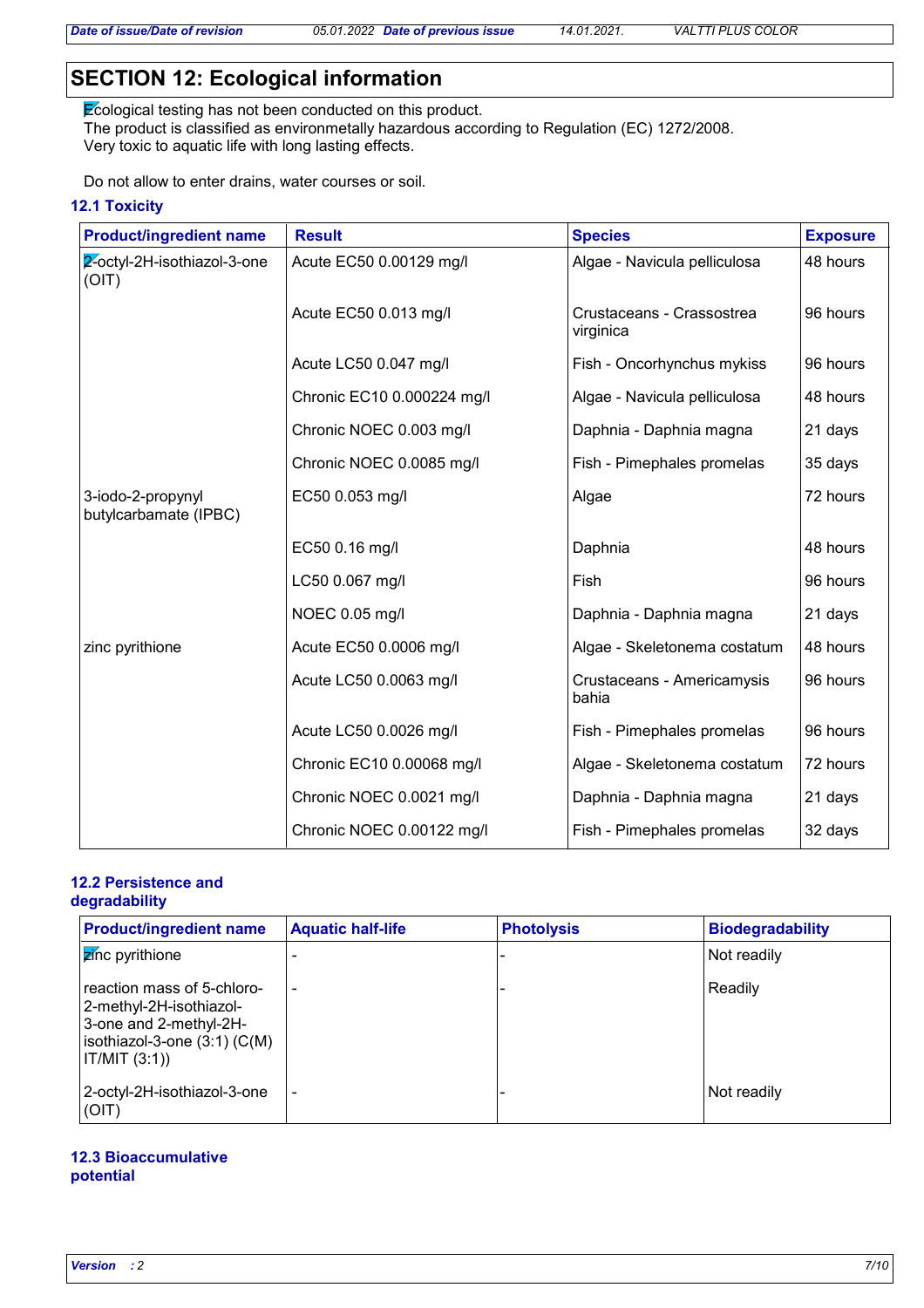## SECTION 12: Ecological information

Ecological testing has not been conducted on this product.
The product is classified as environmetally hazardous according to Regulation (EC) 1272/2008.
Very toxic to aquatic life with long lasting effects.

Do not allow to enter drains, water courses or soil.

### 12.1 Toxicity

| Product/ingredient name | Result | Species | Exposure |
|---|---|---|---|
| 2-octyl-2H-isothiazol-3-one (OIT) | Acute EC50 0.00129 mg/l | Algae - Navicula pelliculosa | 48 hours |
| | Acute EC50 0.013 mg/l | Crustaceans - Crassostrea virginica | 96 hours |
| | Acute LC50 0.047 mg/l | Fish - Oncorhynchus mykiss | 96 hours |
| | Chronic EC10 0.000224 mg/l | Algae - Navicula pelliculosa | 48 hours |
| | Chronic NOEC 0.003 mg/l | Daphnia - Daphnia magna | 21 days |
| | Chronic NOEC 0.0085 mg/l | Fish - Pimephales promelas | 35 days |
| 3-iodo-2-propynyl butylcarbamate (IPBC) | EC50 0.053 mg/l | Algae | 72 hours |
| | EC50 0.16 mg/l | Daphnia | 48 hours |
| | LC50 0.067 mg/l | Fish | 96 hours |
| | NOEC 0.05 mg/l | Daphnia - Daphnia magna | 21 days |
| zinc pyrithione | Acute EC50 0.0006 mg/l | Algae - Skeletonema costatum | 48 hours |
| | Acute LC50 0.0063 mg/l | Crustaceans - Americamysis bahia | 96 hours |
| | Acute LC50 0.0026 mg/l | Fish - Pimephales promelas | 96 hours |
| | Chronic EC10 0.00068 mg/l | Algae - Skeletonema costatum | 72 hours |
| | Chronic NOEC 0.0021 mg/l | Daphnia - Daphnia magna | 21 days |
| | Chronic NOEC 0.00122 mg/l | Fish - Pimephales promelas | 32 days |

### 12.2 Persistence and degradability

| Product/ingredient name | Aquatic half-life | Photolysis | Biodegradability |
|---|---|---|---|
| zinc pyrithione | - | - | Not readily |
| reaction mass of 5-chloro-2-methyl-2H-isothiazol-3-one and 2-methyl-2H-isothiazol-3-one (3:1) (C(M)IT/MIT (3:1)) | - | - | Readily |
| 2-octyl-2H-isothiazol-3-one (OIT) | - | - | Not readily |

### 12.3 Bioaccumulative potential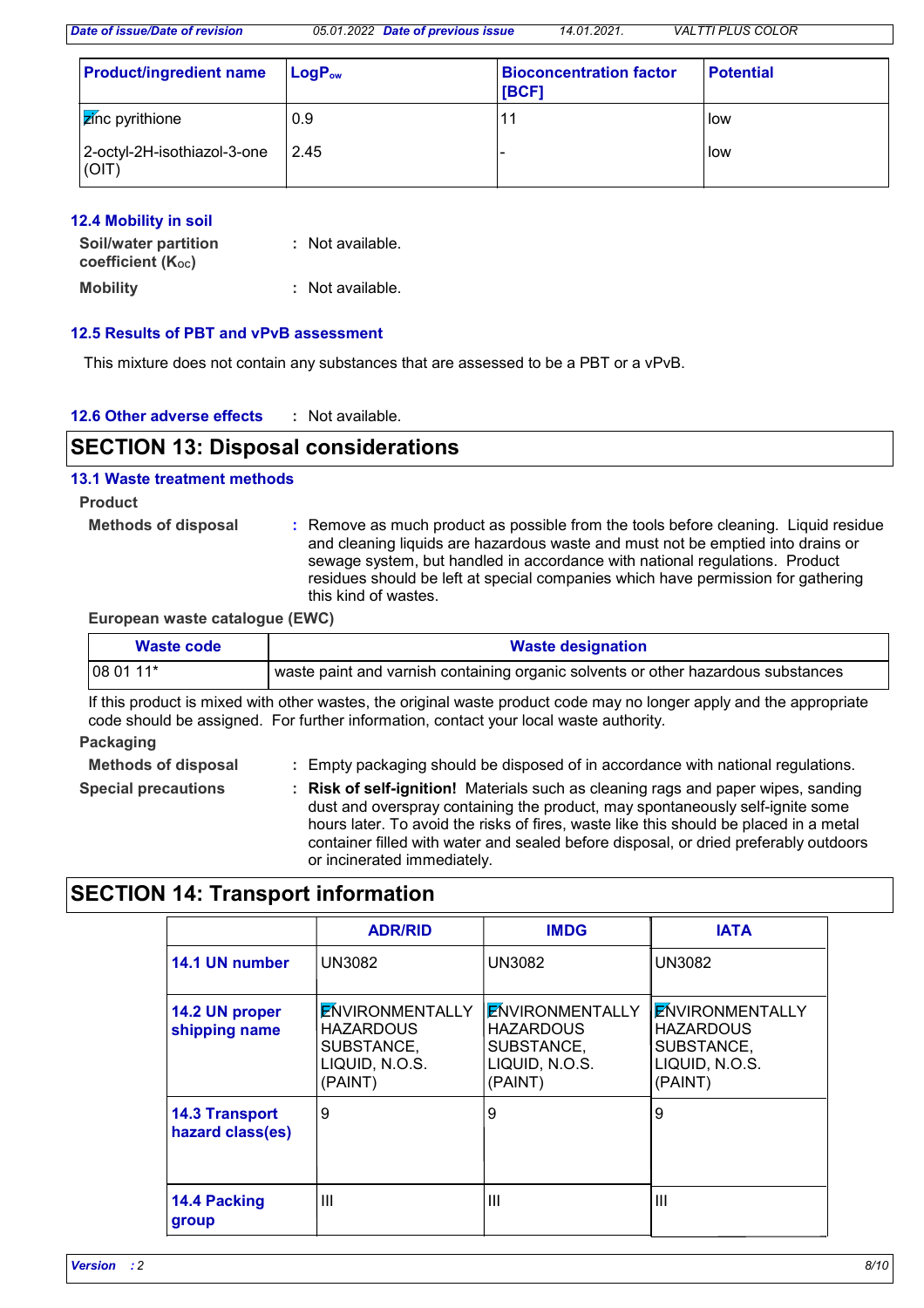| Product/ingredient name | $LogP_{ow}$ | Bioconcentration factor [BCF] | Potential |
|---|---|---|---|
| zinc pyrithione | 0.9 | 11 | low |
| 2-octyl-2H-isothiazol-3-one (OIT) | 2.45 | - | low |

### 12.4 Mobility in soil

**Soil/water partition coefficient ($K_{OC}$)** : Not available.

**Mobility** : Not available.

### 12.5 Results of PBT and vPvB assessment

This mixture does not contain any substances that are assessed to be a PBT or a vPvB.

### 12.6 Other adverse effects : Not available.

## SECTION 13: Disposal considerations

### 13.1 Waste treatment methods

**Product**

**Methods of disposal** : Remove as much product as possible from the tools before cleaning. Liquid residue and cleaning liquids are hazardous waste and must not be emptied into drains or sewage system, but handled in accordance with national regulations. Product residues should be left at special companies which have permission for gathering this kind of wastes.

**European waste catalogue (EWC)**

| Waste code | Waste designation |
|---|---|
| 08 01 11* | waste paint and varnish containing organic solvents or other hazardous substances |

If this product is mixed with other wastes, the original waste product code may no longer apply and the appropriate code should be assigned. For further information, contact your local waste authority.

**Packaging**

**Methods of disposal** : Empty packaging should be disposed of in accordance with national regulations.

**Special precautions** : **Risk of self-ignition!** Materials such as cleaning rags and paper wipes, sanding dust and overspray containing the product, may spontaneously self-ignite some hours later. To avoid the risks of fires, waste like this should be placed in a metal container filled with water and sealed before disposal, or dried preferably outdoors or incinerated immediately.

## SECTION 14: Transport information

| | ADR/RID | IMDG | IATA |
|---|---|---|---|
| **14.1 UN number** | UN3082 | UN3082 | UN3082 |
| **14.2 UN proper shipping name** | ENVIRONMENTALLY HAZARDOUS SUBSTANCE, LIQUID, N.O.S. (PAINT) | ENVIRONMENTALLY HAZARDOUS SUBSTANCE, LIQUID, N.O.S. (PAINT) | ENVIRONMENTALLY HAZARDOUS SUBSTANCE, LIQUID, N.O.S. (PAINT) |
| **14.3 Transport hazard class(es)** | 9 | 9 | 9 |
| **14.4 Packing group** | III | III | III |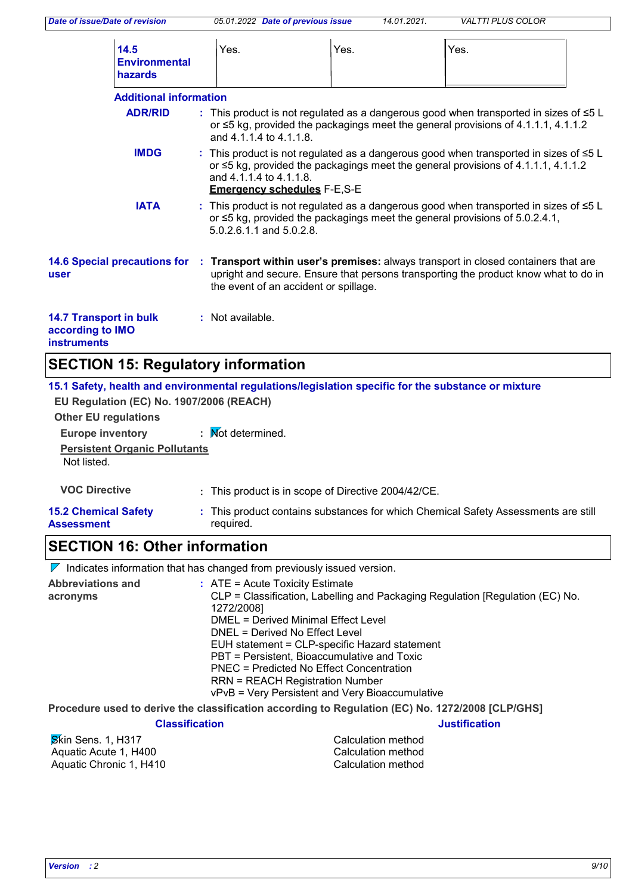| 14.5 Environmental hazards | Yes. | Yes. | Yes. |
|---|---|---|---|

**Additional information**

**ADR/RID** : This product is not regulated as a dangerous good when transported in sizes of ≤5 L or ≤5 kg, provided the packagings meet the general provisions of 4.1.1.1, 4.1.1.2 and 4.1.1.4 to 4.1.1.8.

**IMDG** : This product is not regulated as a dangerous good when transported in sizes of ≤5 L or ≤5 kg, provided the packagings meet the general provisions of 4.1.1.1, 4.1.1.2 and 4.1.1.4 to 4.1.1.8.
**Emergency schedules** F-E,S-E

**IATA** : This product is not regulated as a dangerous good when transported in sizes of ≤5 L or ≤5 kg, provided the packagings meet the general provisions of 5.0.2.4.1, 5.0.2.6.1.1 and 5.0.2.8.

**14.6 Special precautions for user** : **Transport within user's premises:** always transport in closed containers that are upright and secure. Ensure that persons transporting the product know what to do in the event of an accident or spillage.

**14.7 Transport in bulk according to IMO instruments** : Not available.

## SECTION 15: Regulatory information

**15.1 Safety, health and environmental regulations/legislation specific for the substance or mixture**

**EU Regulation (EC) No. 1907/2006 (REACH)**

**Other EU regulations**

**Europe inventory** : Not determined.

**Persistent Organic Pollutants**
Not listed.

**VOC Directive** : This product is in scope of Directive 2004/42/CE.

**15.2 Chemical Safety Assessment** : This product contains substances for which Chemical Safety Assessments are still required.

## SECTION 16: Other information

Indicates information that has changed from previously issued version.

**Abbreviations and acronyms** : ATE = Acute Toxicity Estimate
CLP = Classification, Labelling and Packaging Regulation [Regulation (EC) No. 1272/2008]
DMEL = Derived Minimal Effect Level
DNEL = Derived No Effect Level
EUH statement = CLP-specific Hazard statement
PBT = Persistent, Bioaccumulative and Toxic
PNEC = Predicted No Effect Concentration
RRN = REACH Registration Number
vPvB = Very Persistent and Very Bioaccumulative

**Procedure used to derive the classification according to Regulation (EC) No. 1272/2008 [CLP/GHS]**

| Classification | Justification |
|---|---|
| Skin Sens. 1, H317 | Calculation method |
| Aquatic Acute 1, H400 | Calculation method |
| Aquatic Chronic 1, H410 | Calculation method |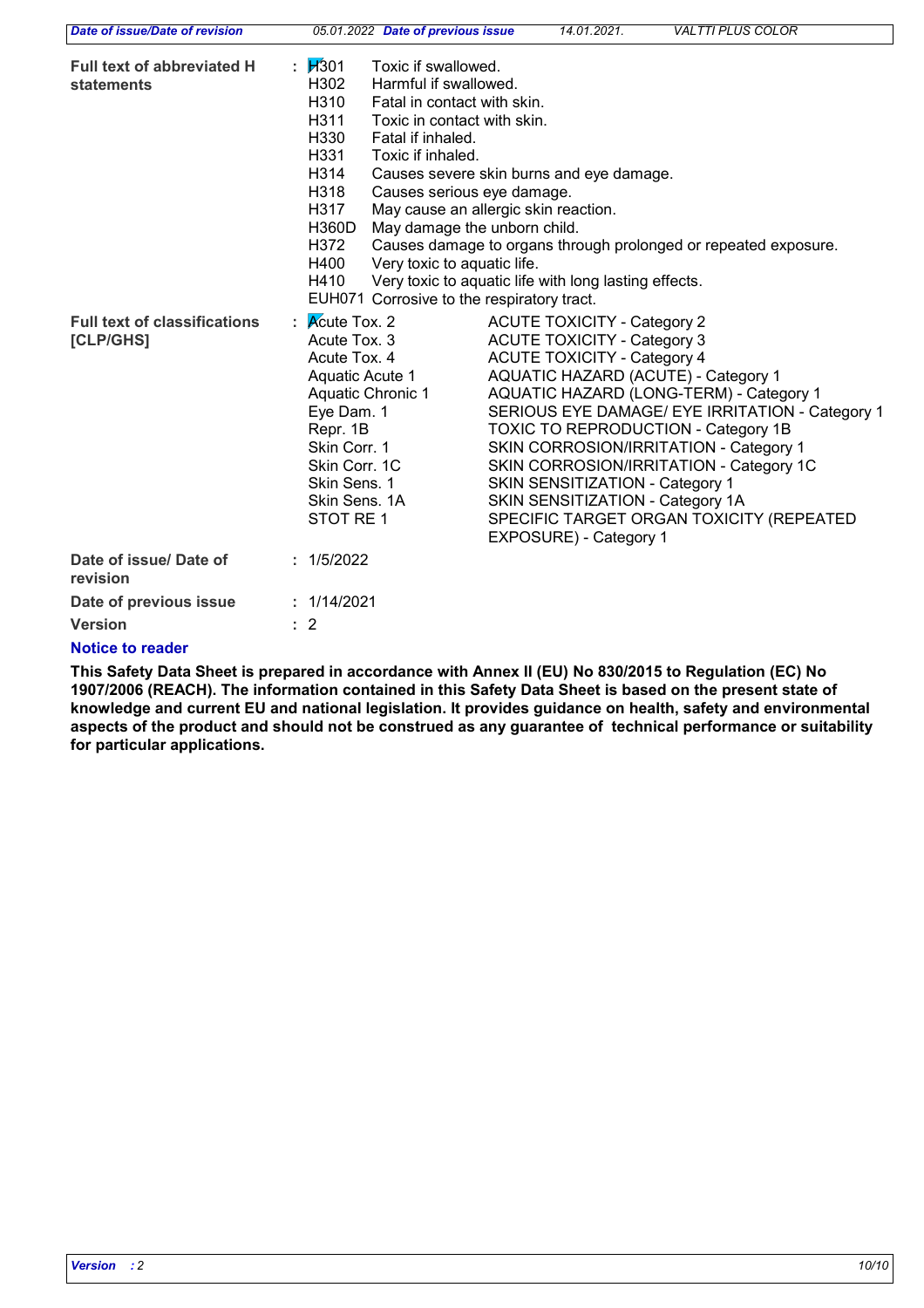**Full text of abbreviated H statements** :

| | |
|---|---|
| H301 | Toxic if swallowed. |
| H302 | Harmful if swallowed. |
| H310 | Fatal in contact with skin. |
| H311 | Toxic in contact with skin. |
| H330 | Fatal if inhaled. |
| H331 | Toxic if inhaled. |
| H314 | Causes severe skin burns and eye damage. |
| H318 | Causes serious eye damage. |
| H317 | May cause an allergic skin reaction. |
| H360D | May damage the unborn child. |
| H372 | Causes damage to organs through prolonged or repeated exposure. |
| H400 | Very toxic to aquatic life. |
| H410 | Very toxic to aquatic life with long lasting effects. |
| EUH071 | Corrosive to the respiratory tract. |

**Full text of classifications [CLP/GHS]** :

| | |
|---|---|
| Acute Tox. 2 | ACUTE TOXICITY - Category 2 |
| Acute Tox. 3 | ACUTE TOXICITY - Category 3 |
| Acute Tox. 4 | ACUTE TOXICITY - Category 4 |
| Aquatic Acute 1 | AQUATIC HAZARD (ACUTE) - Category 1 |
| Aquatic Chronic 1 | AQUATIC HAZARD (LONG-TERM) - Category 1 |
| Eye Dam. 1 | SERIOUS EYE DAMAGE/ EYE IRRITATION - Category 1 |
| Repr. 1B | TOXIC TO REPRODUCTION - Category 1B |
| Skin Corr. 1 | SKIN CORROSION/IRRITATION - Category 1 |
| Skin Corr. 1C | SKIN CORROSION/IRRITATION - Category 1C |
| Skin Sens. 1 | SKIN SENSITIZATION - Category 1 |
| Skin Sens. 1A | SKIN SENSITIZATION - Category 1A |
| STOT RE 1 | SPECIFIC TARGET ORGAN TOXICITY (REPEATED EXPOSURE) - Category 1 |

**Date of issue/ Date of revision** : 1/5/2022

**Date of previous issue** : 1/14/2021

**Version** : 2

### Notice to reader

**This Safety Data Sheet is prepared in accordance with Annex II (EU) No 830/2015 to Regulation (EC) No 1907/2006 (REACH). The information contained in this Safety Data Sheet is based on the present state of knowledge and current EU and national legislation. It provides guidance on health, safety and environmental aspects of the product and should not be construed as any guarantee of technical performance or suitability for particular applications.**